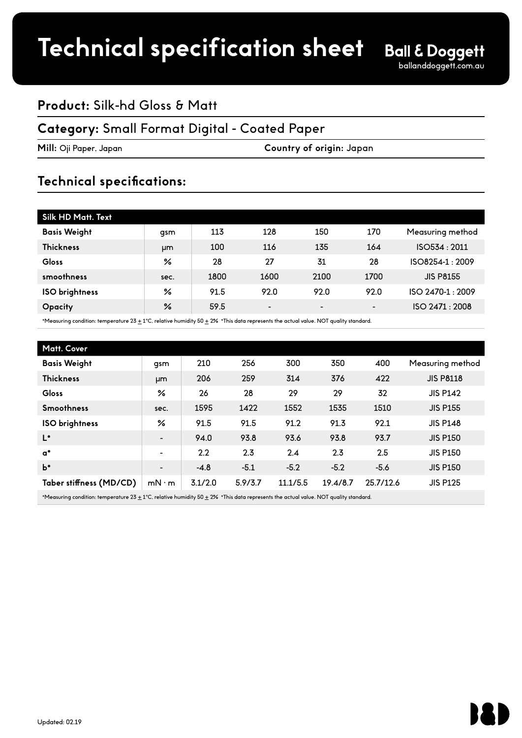# Technical specification sheet

**Ball & Doggett**
balланddoggett.com.au

## **Product:** Silk-hd Gloss & Matt

## **Category:** Small Format Digital - Coated Paper

**Mill:** Oji Paper. Japan **Country of origin:** Japan

## Technical specifications:

| Silk HD Matt. Text | | | | | | |
|---|---|---|---|---|---|---|
| **Basis Weight** | gsm | 113 | 128 | 150 | 170 | Measuring method |
| **Thickness** | μm | 100 | 116 | 135 | 164 | ISO534 : 2011 |
| **Gloss** | % | 28 | 27 | 31 | 28 | ISO8254-1 : 2009 |
| **smoothness** | sec. | 1800 | 1600 | 2100 | 1700 | JIS P8155 |
| **ISO brightness** | % | 91.5 | 92.0 | 92.0 | 92.0 | ISO 2470-1 : 2009 |
| **Opacity** | % | 59.5 | - | - | - | ISO 2471 : 2008 |

*Measuring condition: temperature 23 ± 1°C. relative humidity 50 ± 2% *This data represents the actual value. NOT quality standard.

| Matt. Cover | | | | | | | |
|---|---|---|---|---|---|---|---|
| **Basis Weight** | gsm | 210 | 256 | 300 | 350 | 400 | Measuring method |
| **Thickness** | μm | 206 | 259 | 314 | 376 | 422 | JIS P8118 |
| **Gloss** | % | 26 | 28 | 29 | 29 | 32 | JIS P142 |
| **Smoothness** | sec. | 1595 | 1422 | 1552 | 1535 | 1510 | JIS P155 |
| **ISO brightness** | % | 91.5 | 91.5 | 91.2 | 91.3 | 92.1 | JIS P148 |
| **L*** | - | 94.0 | 93.8 | 93.6 | 93.8 | 93.7 | JIS P150 |
| **a*** | - | 2.2 | 2.3 | 2.4 | 2.3 | 2.5 | JIS P150 |
| **b*** | - | -4.8 | -5.1 | -5.2 | -5.2 | -5.6 | JIS P150 |
| **Taber stiffness (MD/CD)** | mN · m | 3.1/2.0 | 5.9/3.7 | 11.1/5.5 | 19.4/8.7 | 25.7/12.6 | JIS P125 |

*Measuring condition: temperature 23 ± 1°C. relative humidity 50 ± 2% *This data represents the actual value. NOT quality standard.

Updated: 02.19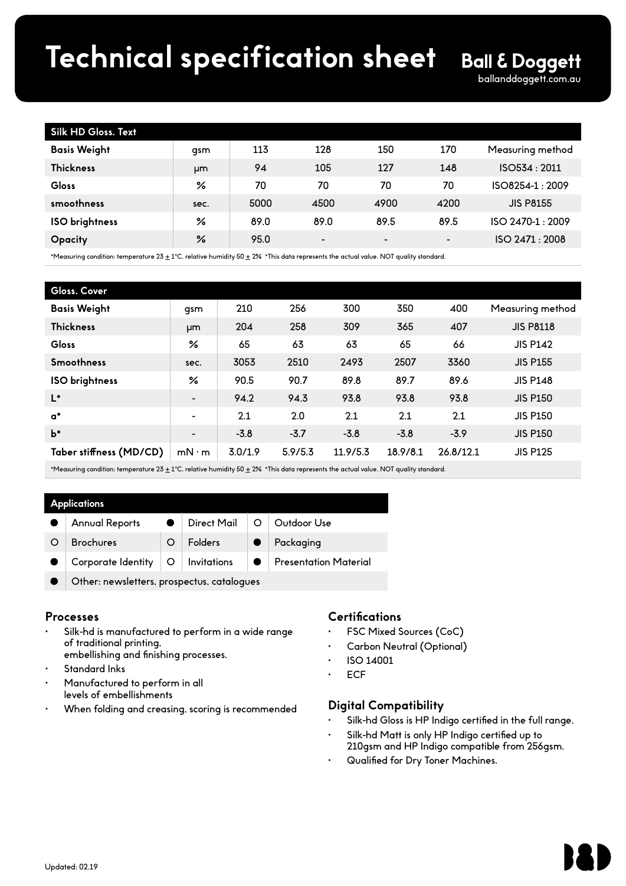# Technical specification sheet

**Ball & Doggett**
balland doggett.com.au

| Silk HD Gloss. Text | | | | | | |
|---|---|---|---|---|---|---|
| **Basis Weight** | gsm | 113 | 128 | 150 | 170 | Measuring method |
| **Thickness** | µm | 94 | 105 | 127 | 148 | ISO534 : 2011 |
| **Gloss** | % | 70 | 70 | 70 | 70 | ISO8254-1 : 2009 |
| **smoothness** | sec. | 5000 | 4500 | 4900 | 4200 | JIS P8155 |
| **ISO brightness** | % | 89.0 | 89.0 | 89.5 | 89.5 | ISO 2470-1 : 2009 |
| **Opacity** | % | 95.0 | - | - | - | ISO 2471 : 2008 |

*Measuring condition: temperature 23 ± 1°C, relative humidity 50 ± 2% *This data represents the actual value. NOT quality standard.

| Gloss. Cover | | | | | | | |
|---|---|---|---|---|---|---|---|
| **Basis Weight** | gsm | 210 | 256 | 300 | 350 | 400 | Measuring method |
| **Thickness** | µm | 204 | 258 | 309 | 365 | 407 | JIS P8118 |
| **Gloss** | % | 65 | 63 | 63 | 65 | 66 | JIS P142 |
| **Smoothness** | sec. | 3053 | 2510 | 2493 | 2507 | 3360 | JIS P155 |
| **ISO brightness** | % | 90.5 | 90.7 | 89.8 | 89.7 | 89.6 | JIS P148 |
| **L*** | - | 94.2 | 94.3 | 93.8 | 93.8 | 93.8 | JIS P150 |
| **a*** | - | 2.1 | 2.0 | 2.1 | 2.1 | 2.1 | JIS P150 |
| **b*** | - | -3.8 | -3.7 | -3.8 | -3.8 | -3.9 | JIS P150 |
| **Taber stiffness (MD/CD)** | mN · m | 3.0/1.9 | 5.9/5.3 | 11.9/5.3 | 18.9/8.1 | 26.8/12.1 | JIS P125 |

*Measuring condition: temperature 23 ± 1°C, relative humidity 50 ± 2% *This data represents the actual value. NOT quality standard.

| Applications | | | | | |
|---|---|---|---|---|---|
| ● | Annual Reports | ● | Direct Mail | ○ | Outdoor Use |
| ○ | Brochures | ○ | Folders | ● | Packaging |
| ● | Corporate Identity | ○ | Invitations | ● | Presentation Material |
| ● | Other: newsletters, prospectus, catalogues | | | | |

## Processes

- Silk-hd is manufactured to perform in a wide range of traditional printing.
  embellishing and finishing processes.
- Standard Inks
- Manufactured to perform in all levels of embellishments
- When folding and creasing. scoring is recommended

## Certifications

- FSC Mixed Sources (CoC)
- Carbon Neutral (Optional)
- ISO 14001
- ECF

## Digital Compatibility

- Silk-hd Gloss is HP Indigo certified in the full range.
- Silk-hd Matt is only HP Indigo certified up to 210gsm and HP Indigo compatible from 256gsm.
- Qualified for Dry Toner Machines.

Updated: 02.19